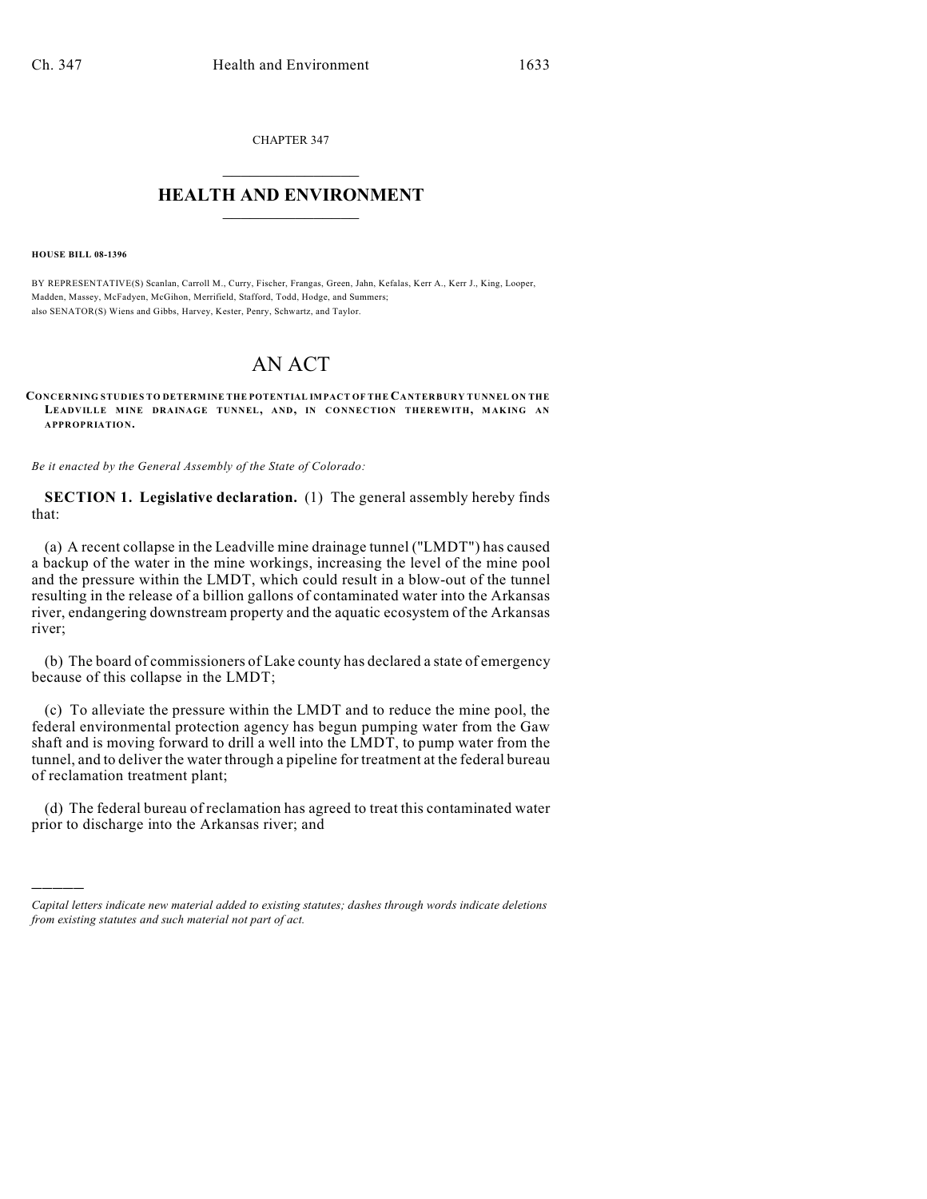CHAPTER 347

# HEALTH AND ENVIRONMENT

**HOUSE BILL 08-1396**

BY REPRESENTATIVE(S) Scanlan, Carroll M., Curry, Fischer, Frangas, Green, Jahn, Kefalas, Kerr A., Kerr J., King, Looper, Madden, Massey, McFadyen, McGihon, Merrifield, Stafford, Todd, Hodge, and Summers;
also SENATOR(S) Wiens and Gibbs, Harvey, Kester, Penry, Schwartz, and Taylor.

# AN ACT

**CONCERNING STUDIES TO DETERMINE THE POTENTIAL IMPACT OF THE CANTERBURY TUNNEL ON THE LEADVILLE MINE DRAINAGE TUNNEL, AND, IN CONNECTION THEREWITH, MAKING AN APPROPRIATION.**

*Be it enacted by the General Assembly of the State of Colorado:*

**SECTION 1. Legislative declaration.** (1) The general assembly hereby finds that:

(a) A recent collapse in the Leadville mine drainage tunnel ("LMDT") has caused a backup of the water in the mine workings, increasing the level of the mine pool and the pressure within the LMDT, which could result in a blow-out of the tunnel resulting in the release of a billion gallons of contaminated water into the Arkansas river, endangering downstream property and the aquatic ecosystem of the Arkansas river;

(b) The board of commissioners of Lake county has declared a state of emergency because of this collapse in the LMDT;

(c) To alleviate the pressure within the LMDT and to reduce the mine pool, the federal environmental protection agency has begun pumping water from the Gaw shaft and is moving forward to drill a well into the LMDT, to pump water from the tunnel, and to deliver the water through a pipeline for treatment at the federal bureau of reclamation treatment plant;

(d) The federal bureau of reclamation has agreed to treat this contaminated water prior to discharge into the Arkansas river; and

*Capital letters indicate new material added to existing statutes; dashes through words indicate deletions from existing statutes and such material not part of act.*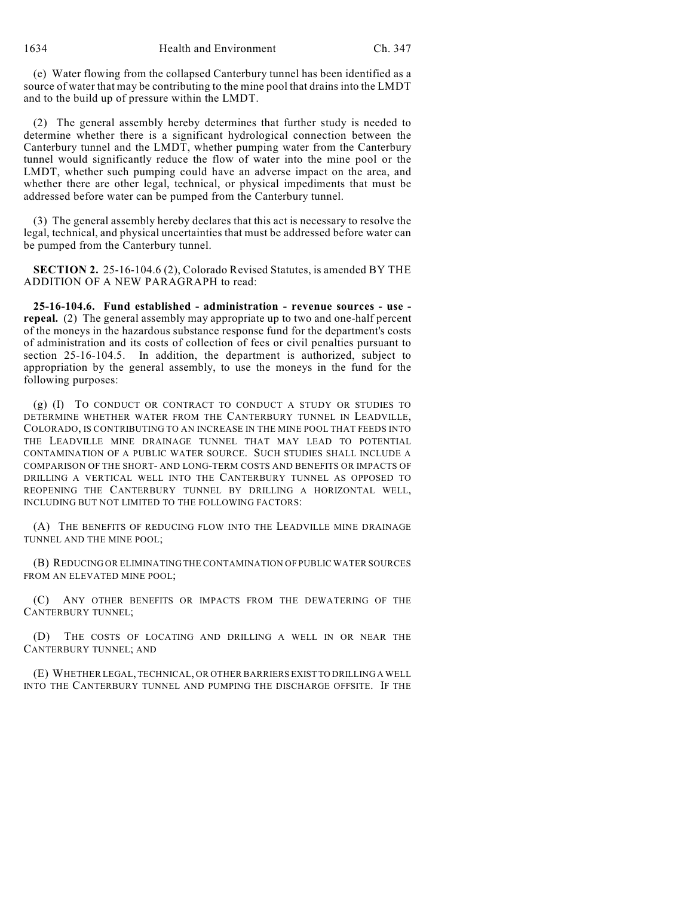(e) Water flowing from the collapsed Canterbury tunnel has been identified as a source of water that may be contributing to the mine pool that drains into the LMDT and to the build up of pressure within the LMDT.

(2) The general assembly hereby determines that further study is needed to determine whether there is a significant hydrological connection between the Canterbury tunnel and the LMDT, whether pumping water from the Canterbury tunnel would significantly reduce the flow of water into the mine pool or the LMDT, whether such pumping could have an adverse impact on the area, and whether there are other legal, technical, or physical impediments that must be addressed before water can be pumped from the Canterbury tunnel.

(3) The general assembly hereby declares that this act is necessary to resolve the legal, technical, and physical uncertainties that must be addressed before water can be pumped from the Canterbury tunnel.

**SECTION 2.** 25-16-104.6 (2), Colorado Revised Statutes, is amended BY THE ADDITION OF A NEW PARAGRAPH to read:

**25-16-104.6. Fund established - administration - revenue sources - use - repeal.** (2) The general assembly may appropriate up to two and one-half percent of the moneys in the hazardous substance response fund for the department's costs of administration and its costs of collection of fees or civil penalties pursuant to section 25-16-104.5. In addition, the department is authorized, subject to appropriation by the general assembly, to use the moneys in the fund for the following purposes:

(g) (I) TO CONDUCT OR CONTRACT TO CONDUCT A STUDY OR STUDIES TO DETERMINE WHETHER WATER FROM THE CANTERBURY TUNNEL IN LEADVILLE, COLORADO, IS CONTRIBUTING TO AN INCREASE IN THE MINE POOL THAT FEEDS INTO THE LEADVILLE MINE DRAINAGE TUNNEL THAT MAY LEAD TO POTENTIAL CONTAMINATION OF A PUBLIC WATER SOURCE. SUCH STUDIES SHALL INCLUDE A COMPARISON OF THE SHORT- AND LONG-TERM COSTS AND BENEFITS OR IMPACTS OF DRILLING A VERTICAL WELL INTO THE CANTERBURY TUNNEL AS OPPOSED TO REOPENING THE CANTERBURY TUNNEL BY DRILLING A HORIZONTAL WELL, INCLUDING BUT NOT LIMITED TO THE FOLLOWING FACTORS:

(A) THE BENEFITS OF REDUCING FLOW INTO THE LEADVILLE MINE DRAINAGE TUNNEL AND THE MINE POOL;

(B) REDUCING OR ELIMINATING THE CONTAMINATION OF PUBLIC WATER SOURCES FROM AN ELEVATED MINE POOL;

(C) ANY OTHER BENEFITS OR IMPACTS FROM THE DEWATERING OF THE CANTERBURY TUNNEL;

(D) THE COSTS OF LOCATING AND DRILLING A WELL IN OR NEAR THE CANTERBURY TUNNEL; AND

(E) WHETHER LEGAL, TECHNICAL, OR OTHER BARRIERS EXIST TO DRILLING A WELL INTO THE CANTERBURY TUNNEL AND PUMPING THE DISCHARGE OFFSITE. IF THE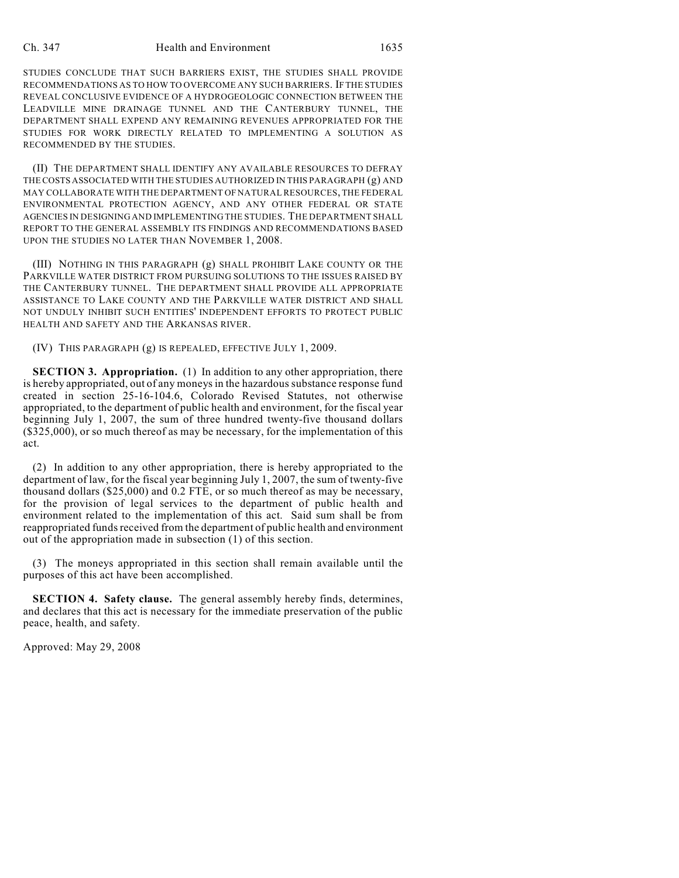STUDIES CONCLUDE THAT SUCH BARRIERS EXIST, THE STUDIES SHALL PROVIDE RECOMMENDATIONS AS TO HOW TO OVERCOME ANY SUCH BARRIERS. IF THE STUDIES REVEAL CONCLUSIVE EVIDENCE OF A HYDROGEOLOGIC CONNECTION BETWEEN THE LEADVILLE MINE DRAINAGE TUNNEL AND THE CANTERBURY TUNNEL, THE DEPARTMENT SHALL EXPEND ANY REMAINING REVENUES APPROPRIATED FOR THE STUDIES FOR WORK DIRECTLY RELATED TO IMPLEMENTING A SOLUTION AS RECOMMENDED BY THE STUDIES.

(II) THE DEPARTMENT SHALL IDENTIFY ANY AVAILABLE RESOURCES TO DEFRAY THE COSTS ASSOCIATED WITH THE STUDIES AUTHORIZED IN THIS PARAGRAPH (g) AND MAY COLLABORATE WITH THE DEPARTMENT OF NATURAL RESOURCES, THE FEDERAL ENVIRONMENTAL PROTECTION AGENCY, AND ANY OTHER FEDERAL OR STATE AGENCIES IN DESIGNING AND IMPLEMENTING THE STUDIES. THE DEPARTMENT SHALL REPORT TO THE GENERAL ASSEMBLY ITS FINDINGS AND RECOMMENDATIONS BASED UPON THE STUDIES NO LATER THAN NOVEMBER 1, 2008.

(III) NOTHING IN THIS PARAGRAPH (g) SHALL PROHIBIT LAKE COUNTY OR THE PARKVILLE WATER DISTRICT FROM PURSUING SOLUTIONS TO THE ISSUES RAISED BY THE CANTERBURY TUNNEL. THE DEPARTMENT SHALL PROVIDE ALL APPROPRIATE ASSISTANCE TO LAKE COUNTY AND THE PARKVILLE WATER DISTRICT AND SHALL NOT UNDULY INHIBIT SUCH ENTITIES' INDEPENDENT EFFORTS TO PROTECT PUBLIC HEALTH AND SAFETY AND THE ARKANSAS RIVER.

(IV) THIS PARAGRAPH (g) IS REPEALED, EFFECTIVE JULY 1, 2009.

**SECTION 3. Appropriation.** (1) In addition to any other appropriation, there is hereby appropriated, out of any moneys in the hazardous substance response fund created in section 25-16-104.6, Colorado Revised Statutes, not otherwise appropriated, to the department of public health and environment, for the fiscal year beginning July 1, 2007, the sum of three hundred twenty-five thousand dollars ($325,000), or so much thereof as may be necessary, for the implementation of this act.

(2) In addition to any other appropriation, there is hereby appropriated to the department of law, for the fiscal year beginning July 1, 2007, the sum of twenty-five thousand dollars ($25,000) and 0.2 FTE, or so much thereof as may be necessary, for the provision of legal services to the department of public health and environment related to the implementation of this act. Said sum shall be from reappropriated funds received from the department of public health and environment out of the appropriation made in subsection (1) of this section.

(3) The moneys appropriated in this section shall remain available until the purposes of this act have been accomplished.

**SECTION 4. Safety clause.** The general assembly hereby finds, determines, and declares that this act is necessary for the immediate preservation of the public peace, health, and safety.

Approved: May 29, 2008